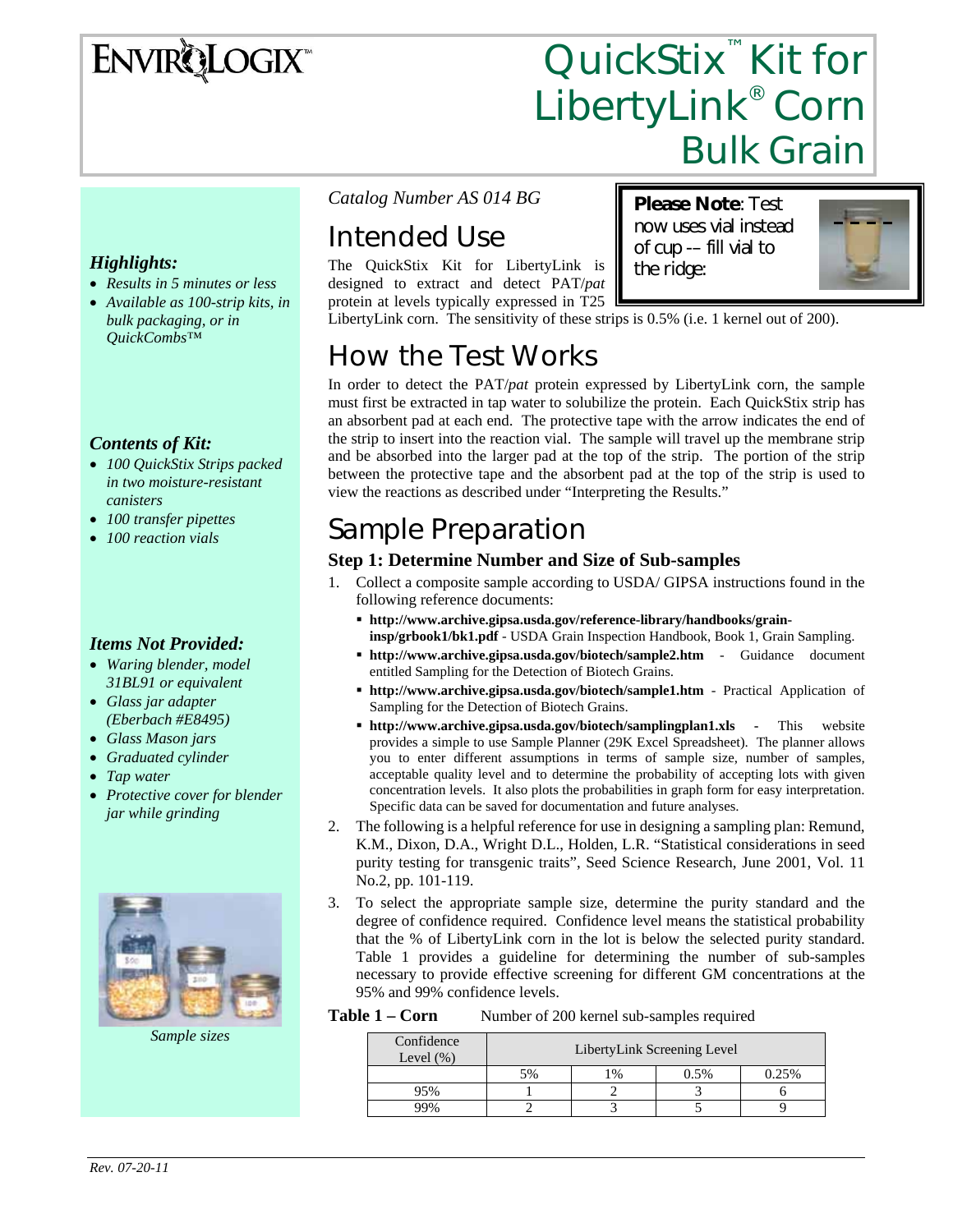# EnviroLogix™

# QuickStix™ Kit for LibertyLink® Corn Bulk Grain

*Catalog Number AS 014 BG*

**Please Note**: Test now uses vial instead of cup -- fill vial to the ridge:

## Intended Use

The QuickStix Kit for LibertyLink is designed to extract and detect PAT/*pat* protein at levels typically expressed in T25 LibertyLink corn. The sensitivity of these strips is 0.5% (i.e. 1 kernel out of 200).

## How the Test Works

In order to detect the PAT/*pat* protein expressed by LibertyLink corn, the sample must first be extracted in tap water to solubilize the protein. Each QuickStix strip has an absorbent pad at each end. The protective tape with the arrow indicates the end of the strip to insert into the reaction vial. The sample will travel up the membrane strip and be absorbed into the larger pad at the top of the strip. The portion of the strip between the protective tape and the absorbent pad at the top of the strip is used to view the reactions as described under "Interpreting the Results."

## Sample Preparation

### Step 1: Determine Number and Size of Sub-samples

1. Collect a composite sample according to USDA/ GIPSA instructions found in the following reference documents:
   - **http://www.archive.gipsa.usda.gov/reference-library/handbooks/grain-insp/grbook1/bk1.pdf** - USDA Grain Inspection Handbook, Book 1, Grain Sampling.
   - **http://www.archive.gipsa.usda.gov/biotech/sample2.htm** - Guidance document entitled Sampling for the Detection of Biotech Grains.
   - **http://www.archive.gipsa.usda.gov/biotech/sample1.htm** - Practical Application of Sampling for the Detection of Biotech Grains.
   - **http://www.archive.gipsa.usda.gov/biotech/samplingplan1.xls** - This website provides a simple to use Sample Planner (29K Excel Spreadsheet). The planner allows you to enter different assumptions in terms of sample size, number of samples, acceptable quality level and to determine the probability of accepting lots with given concentration levels. It also plots the probabilities in graph form for easy interpretation. Specific data can be saved for documentation and future analyses.
2. The following is a helpful reference for use in designing a sampling plan: Remund, K.M., Dixon, D.A., Wright D.L., Holden, L.R. "Statistical considerations in seed purity testing for transgenic traits", Seed Science Research, June 2001, Vol. 11 No.2, pp. 101-119.
3. To select the appropriate sample size, determine the purity standard and the degree of confidence required. Confidence level means the statistical probability that the % of LibertyLink corn in the lot is below the selected purity standard. Table 1 provides a guideline for determining the number of sub-samples necessary to provide effective screening for different GM concentrations at the 95% and 99% confidence levels.

**Table 1 – Corn** Number of 200 kernel sub-samples required

| Confidence Level (%) | LibertyLink Screening Level | | | |
|---|---|---|---|---|
| | 5% | 1% | 0.5% | 0.25% |
| 95% | 1 | 2 | 3 | 6 |
| 99% | 2 | 3 | 5 | 9 |

### *Highlights:*

- *Results in 5 minutes or less*
- *Available as 100-strip kits, in bulk packaging, or in QuickCombs™*

### *Contents of Kit:*

- *100 QuickStix Strips packed in two moisture-resistant canisters*
- *100 transfer pipettes*
- *100 reaction vials*

### *Items Not Provided:*

- *Waring blender, model 31BL91 or equivalent*
- *Glass jar adapter (Eberbach #E8495)*
- *Glass Mason jars*
- *Graduated cylinder*
- *Tap water*
- *Protective cover for blender jar while grinding*

*Sample sizes*

*Rev. 07-20-11*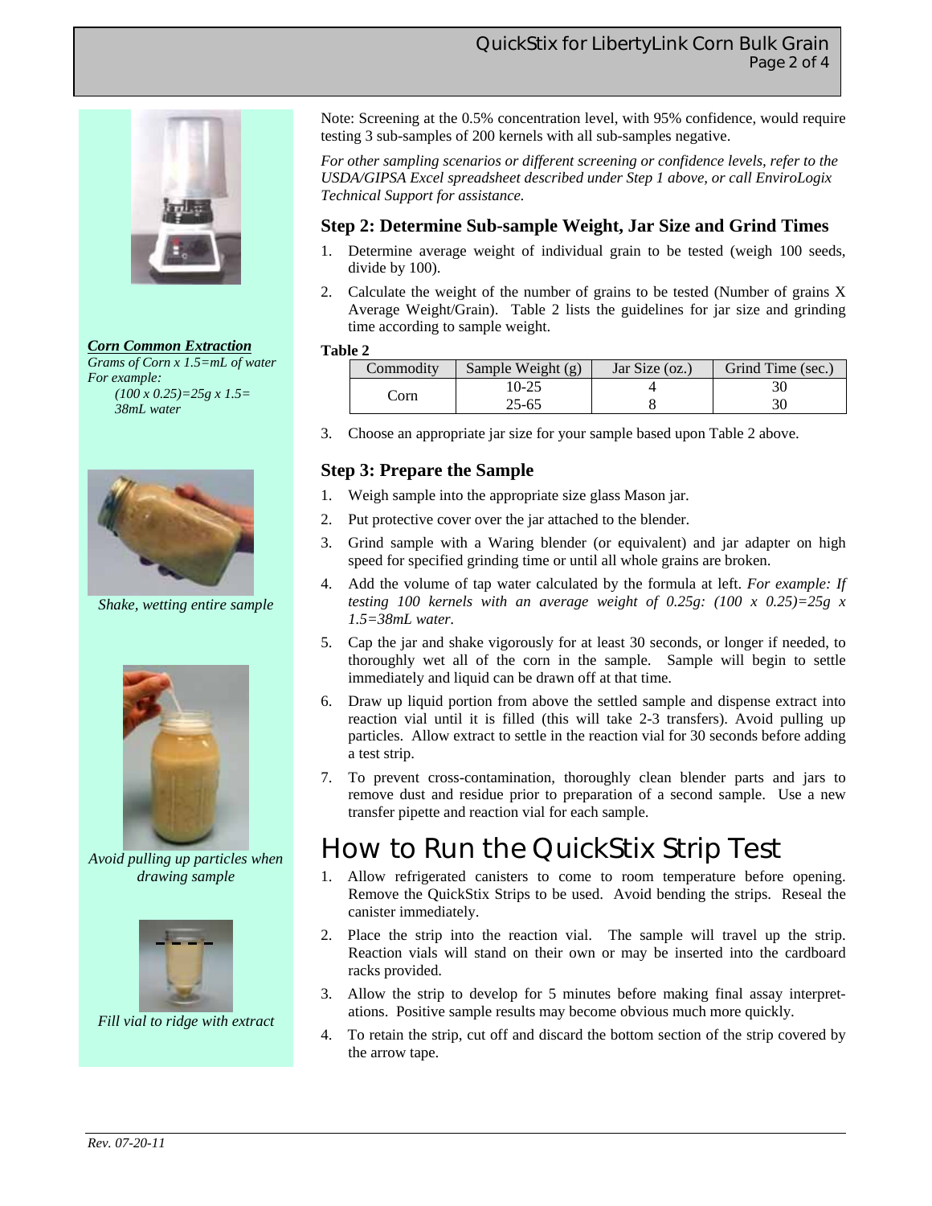*Corn Common Extraction*

*Grams of Corn x 1.5=mL of water*
*For example:*
*(100 x 0.25)=25g x 1.5= 38mL water*

*Shake, wetting entire sample*

*Avoid pulling up particles when drawing sample*

*Fill vial to ridge with extract*

Note: Screening at the 0.5% concentration level, with 95% confidence, would require testing 3 sub-samples of 200 kernels with all sub-samples negative.

*For other sampling scenarios or different screening or confidence levels, refer to the USDA/GIPSA Excel spreadsheet described under Step 1 above, or call EnviroLogix Technical Support for assistance.*

## Step 2: Determine Sub-sample Weight, Jar Size and Grind Times

1. Determine average weight of individual grain to be tested (weigh 100 seeds, divide by 100).
2. Calculate the weight of the number of grains to be tested (Number of grains X Average Weight/Grain). Table 2 lists the guidelines for jar size and grinding time according to sample weight.

**Table 2**

| Commodity | Sample Weight (g) | Jar Size (oz.) | Grind Time (sec.) |
|---|---|---|---|
| Corn | 10-25 | 4 | 30 |
| | 25-65 | 8 | 30 |

3. Choose an appropriate jar size for your sample based upon Table 2 above.

## Step 3: Prepare the Sample

1. Weigh sample into the appropriate size glass Mason jar.
2. Put protective cover over the jar attached to the blender.
3. Grind sample with a Waring blender (or equivalent) and jar adapter on high speed for specified grinding time or until all whole grains are broken.
4. Add the volume of tap water calculated by the formula at left. *For example: If testing 100 kernels with an average weight of 0.25g: (100 x 0.25)=25g x 1.5=38mL water.*
5. Cap the jar and shake vigorously for at least 30 seconds, or longer if needed, to thoroughly wet all of the corn in the sample. Sample will begin to settle immediately and liquid can be drawn off at that time.
6. Draw up liquid portion from above the settled sample and dispense extract into reaction vial until it is filled (this will take 2-3 transfers). Avoid pulling up particles. Allow extract to settle in the reaction vial for 30 seconds before adding a test strip.
7. To prevent cross-contamination, thoroughly clean blender parts and jars to remove dust and residue prior to preparation of a second sample. Use a new transfer pipette and reaction vial for each sample.

# How to Run the QuickStix Strip Test

1. Allow refrigerated canisters to come to room temperature before opening. Remove the QuickStix Strips to be used. Avoid bending the strips. Reseal the canister immediately.
2. Place the strip into the reaction vial. The sample will travel up the strip. Reaction vials will stand on their own or may be inserted into the cardboard racks provided.
3. Allow the strip to develop for 5 minutes before making final assay interpretations. Positive sample results may become obvious much more quickly.
4. To retain the strip, cut off and discard the bottom section of the strip covered by the arrow tape.

*Rev. 07-20-11*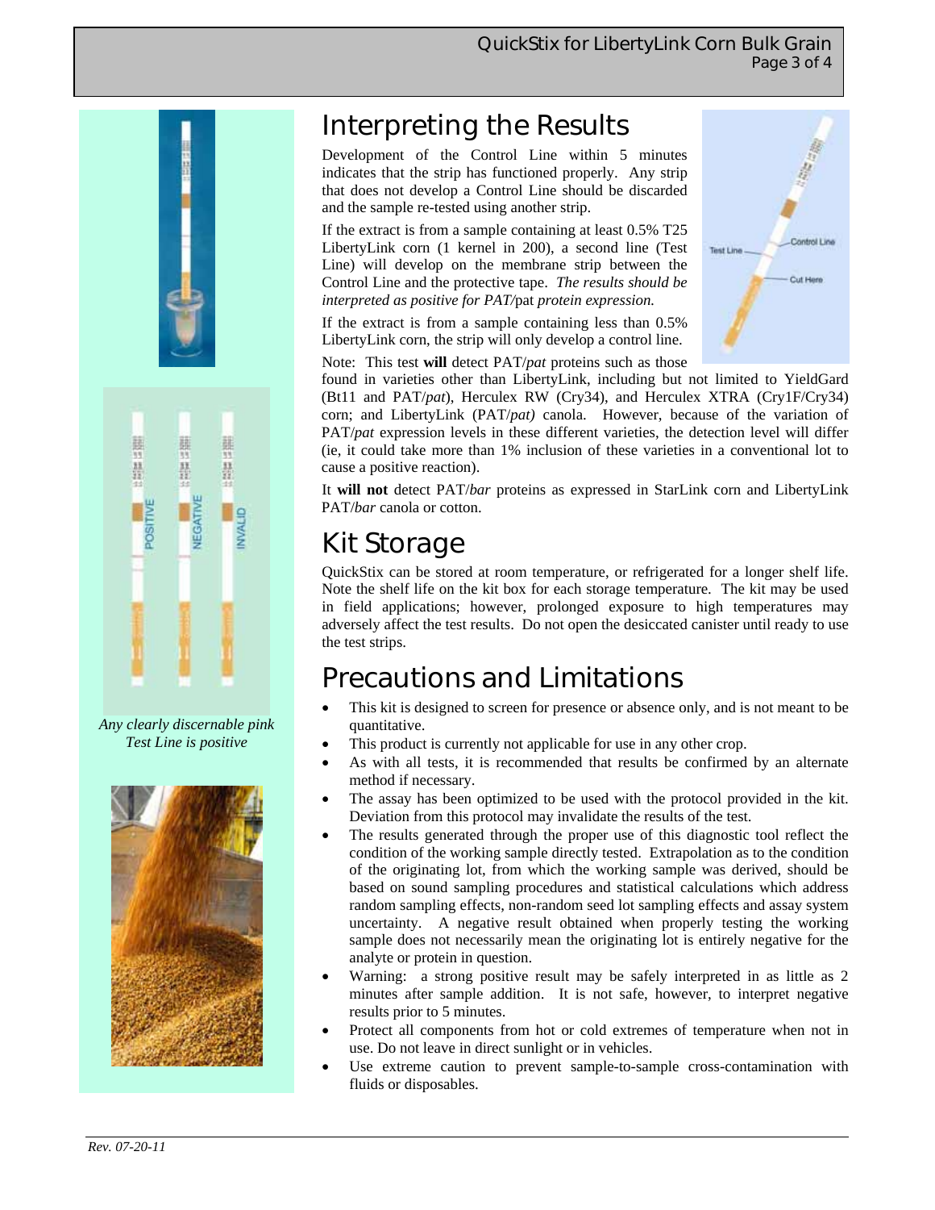# Interpreting the Results

Development of the Control Line within 5 minutes indicates that the strip has functioned properly. Any strip that does not develop a Control Line should be discarded and the sample re-tested using another strip.

If the extract is from a sample containing at least 0.5% T25 LibertyLink corn (1 kernel in 200), a second line (Test Line) will develop on the membrane strip between the Control Line and the protective tape. *The results should be interpreted as positive for PAT/*pat *protein expression.*

If the extract is from a sample containing less than 0.5% LibertyLink corn, the strip will only develop a control line.

Note: This test **will** detect PAT/*pat* proteins such as those found in varieties other than LibertyLink, including but not limited to YieldGard (Bt11 and PAT/*pat*), Herculex RW (Cry34), and Herculex XTRA (Cry1F/Cry34) corn; and LibertyLink (PAT/*pat)* canola. However, because of the variation of PAT/*pat* expression levels in these different varieties, the detection level will differ (ie, it could take more than 1% inclusion of these varieties in a conventional lot to cause a positive reaction).

It **will not** detect PAT/*bar* proteins as expressed in StarLink corn and LibertyLink PAT/*bar* canola or cotton.

*Any clearly discernable pink Test Line is positive*

# Kit Storage

QuickStix can be stored at room temperature, or refrigerated for a longer shelf life. Note the shelf life on the kit box for each storage temperature. The kit may be used in field applications; however, prolonged exposure to high temperatures may adversely affect the test results. Do not open the desiccated canister until ready to use the test strips.

# Precautions and Limitations

- This kit is designed to screen for presence or absence only, and is not meant to be quantitative.
- This product is currently not applicable for use in any other crop.
- As with all tests, it is recommended that results be confirmed by an alternate method if necessary.
- The assay has been optimized to be used with the protocol provided in the kit. Deviation from this protocol may invalidate the results of the test.
- The results generated through the proper use of this diagnostic tool reflect the condition of the working sample directly tested. Extrapolation as to the condition of the originating lot, from which the working sample was derived, should be based on sound sampling procedures and statistical calculations which address random sampling effects, non-random seed lot sampling effects and assay system uncertainty. A negative result obtained when properly testing the working sample does not necessarily mean the originating lot is entirely negative for the analyte or protein in question.
- Warning: a strong positive result may be safely interpreted in as little as 2 minutes after sample addition. It is not safe, however, to interpret negative results prior to 5 minutes.
- Protect all components from hot or cold extremes of temperature when not in use. Do not leave in direct sunlight or in vehicles.
- Use extreme caution to prevent sample-to-sample cross-contamination with fluids or disposables.

*Rev. 07-20-11*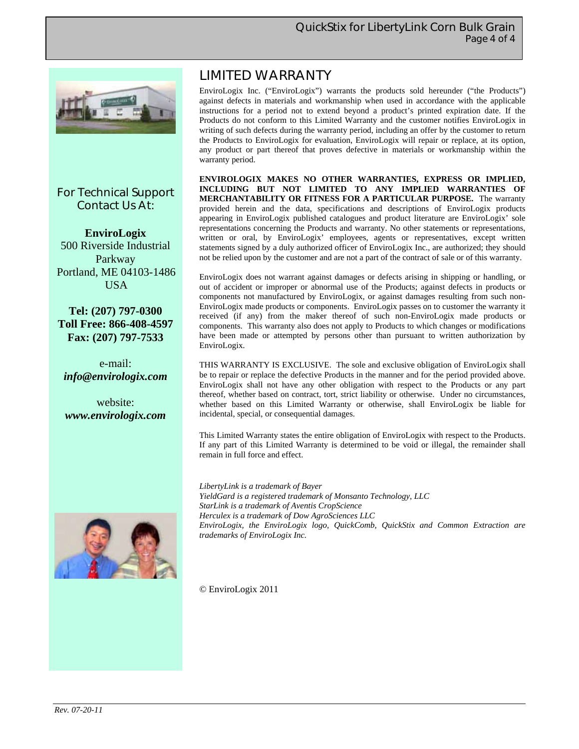# LIMITED WARRANTY

EnviroLogix Inc. ("EnviroLogix") warrants the products sold hereunder ("the Products") against defects in materials and workmanship when used in accordance with the applicable instructions for a period not to extend beyond a product's printed expiration date. If the Products do not conform to this Limited Warranty and the customer notifies EnviroLogix in writing of such defects during the warranty period, including an offer by the customer to return the Products to EnviroLogix for evaluation, EnviroLogix will repair or replace, at its option, any product or part thereof that proves defective in materials or workmanship within the warranty period.

**ENVIROLOGIX MAKES NO OTHER WARRANTIES, EXPRESS OR IMPLIED, INCLUDING BUT NOT LIMITED TO ANY IMPLIED WARRANTIES OF MERCHANTABILITY OR FITNESS FOR A PARTICULAR PURPOSE.** The warranty provided herein and the data, specifications and descriptions of EnviroLogix products appearing in EnviroLogix published catalogues and product literature are EnviroLogix' sole representations concerning the Products and warranty. No other statements or representations, written or oral, by EnviroLogix' employees, agents or representatives, except written statements signed by a duly authorized officer of EnviroLogix Inc., are authorized; they should not be relied upon by the customer and are not a part of the contract of sale or of this warranty.

EnviroLogix does not warrant against damages or defects arising in shipping or handling, or out of accident or improper or abnormal use of the Products; against defects in products or components not manufactured by EnviroLogix, or against damages resulting from such non-EnviroLogix made products or components. EnviroLogix passes on to customer the warranty it received (if any) from the maker thereof of such non-EnviroLogix made products or components. This warranty also does not apply to Products to which changes or modifications have been made or attempted by persons other than pursuant to written authorization by EnviroLogix.

THIS WARRANTY IS EXCLUSIVE. The sole and exclusive obligation of EnviroLogix shall be to repair or replace the defective Products in the manner and for the period provided above. EnviroLogix shall not have any other obligation with respect to the Products or any part thereof, whether based on contract, tort, strict liability or otherwise. Under no circumstances, whether based on this Limited Warranty or otherwise, shall EnviroLogix be liable for incidental, special, or consequential damages.

This Limited Warranty states the entire obligation of EnviroLogix with respect to the Products. If any part of this Limited Warranty is determined to be void or illegal, the remainder shall remain in full force and effect.

*LibertyLink is a trademark of Bayer*
*YieldGard is a registered trademark of Monsanto Technology, LLC*
*StarLink is a trademark of Aventis CropScience*
*Herculex is a trademark of Dow AgroSciences LLC*
*EnviroLogix, the EnviroLogix logo, QuickComb, QuickStix and Common Extraction are trademarks of EnviroLogix Inc.*

© EnviroLogix 2011

## For Technical Support Contact Us At:

**EnviroLogix**
500 Riverside Industrial Parkway
Portland, ME 04103-1486
USA

**Tel: (207) 797-0300**
**Toll Free: 866-408-4597**
**Fax: (207) 797-7533**

e-mail:
***info@envirologix.com***

website:
***www.envirologix.com***

*Rev. 07-20-11*